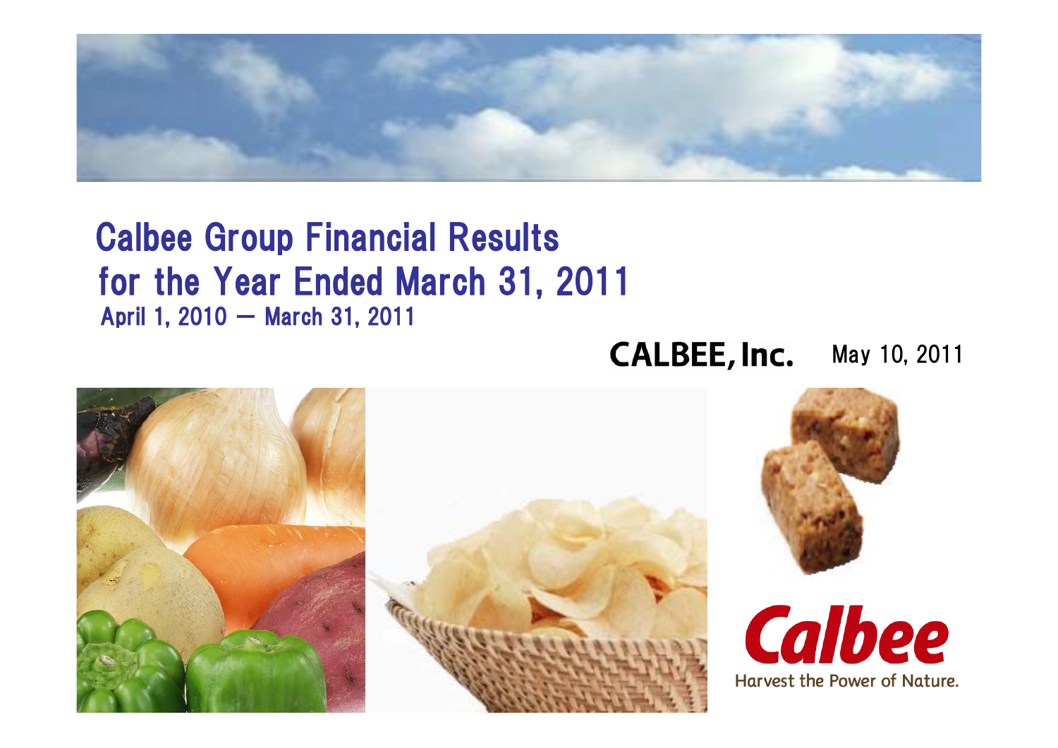# Calbee Group Financial Results for the Year Ended March 31, 2011

April 1, 2010 – March 31, 2011

**CALBEE, Inc.**

May 10, 2011

Calbee

Harvest the Power of Nature.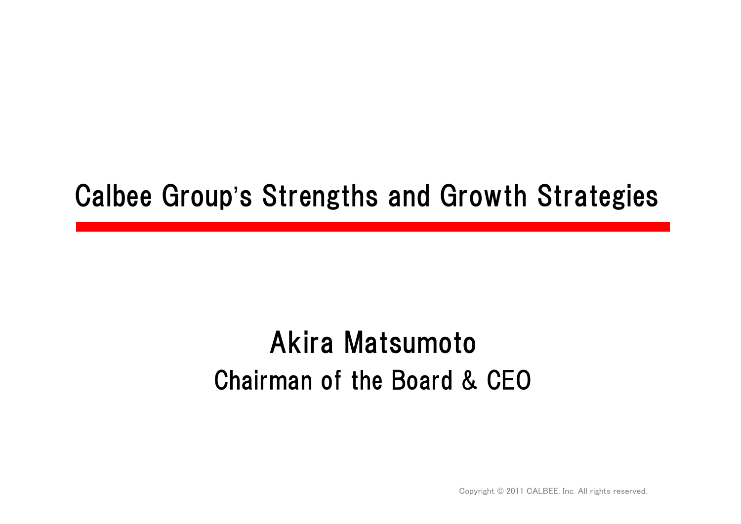# Calbee Group's Strengths and Growth Strategies

## Akira Matsumoto

Chairman of the Board & CEO

Copyright © 2011 CALBEE, Inc. All rights reserved.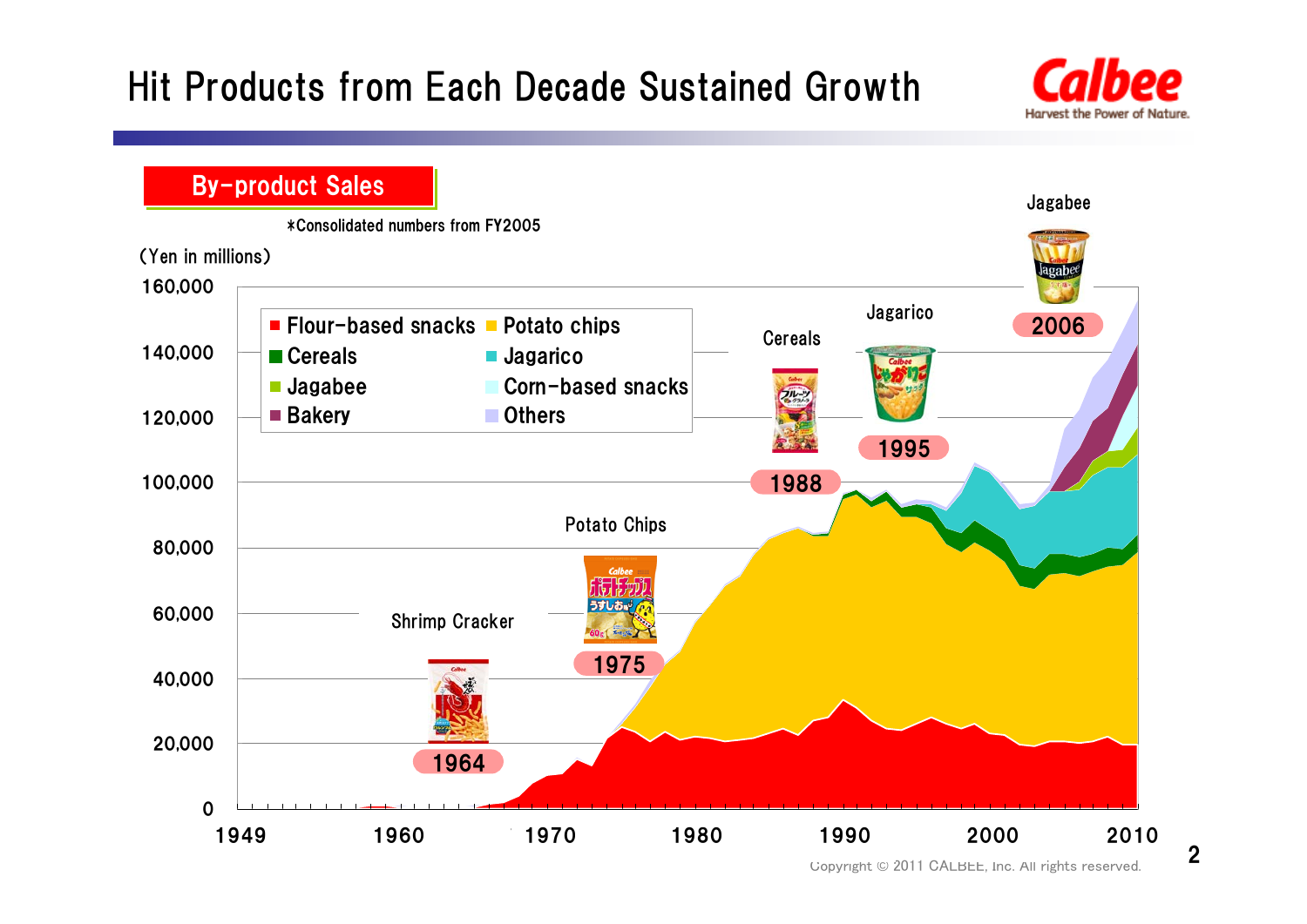# Hit Products from Each Decade Sustained Growth

**By-product Sales**

*Consolidated numbers from FY2005

(Yen in millions)

Legend: Flour-based snacks, Potato chips, Cereals, Jagarico, Jagabee, Corn-based snacks, Bakery, Others

Y-axis: 0, 20,000, 40,000, 60,000, 80,000, 100,000, 120,000, 140,000, 160,000

X-axis: 1949, 1960, 1970, 1980, 1990, 2000, 2010

- Shrimp Cracker — 1964
- Potato Chips — 1975
- Cereals — 1988
- Jagarico — 1995
- Jagabee — 2006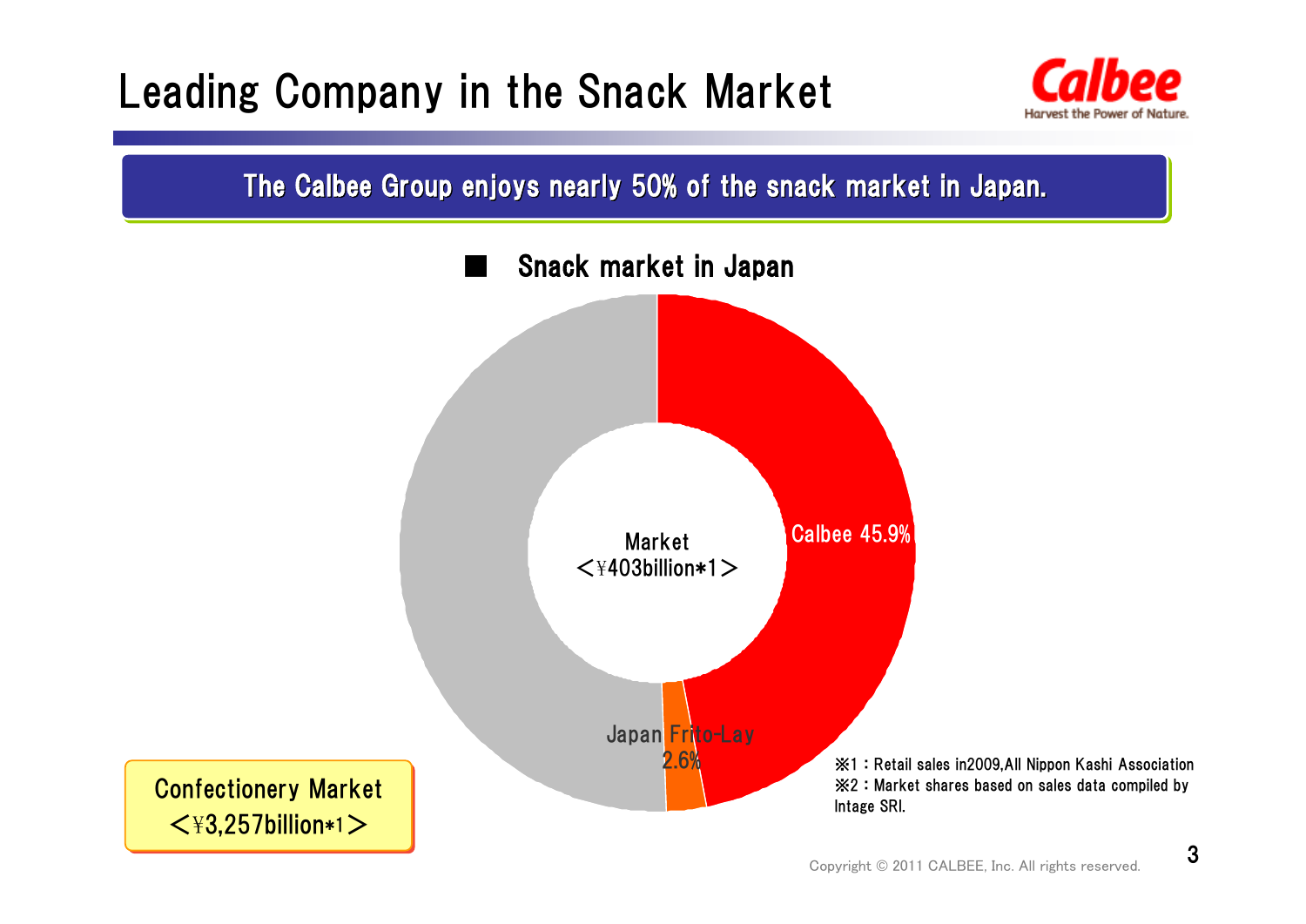# Leading Company in the Snack Market

**The Calbee Group enjoys nearly 50% of the snack market in Japan.**

■ Snack market in Japan

Market
<¥403billion*1>

Calbee 45.9%

Japan Frito-Lay
2.6%

Confectionery Market
<¥3,257billion*1>

※1：Retail sales in2009,All Nippon Kashi Association
※2：Market shares based on sales data compiled by Intage SRI.

Copyright © 2011 CALBEE, Inc. All rights reserved.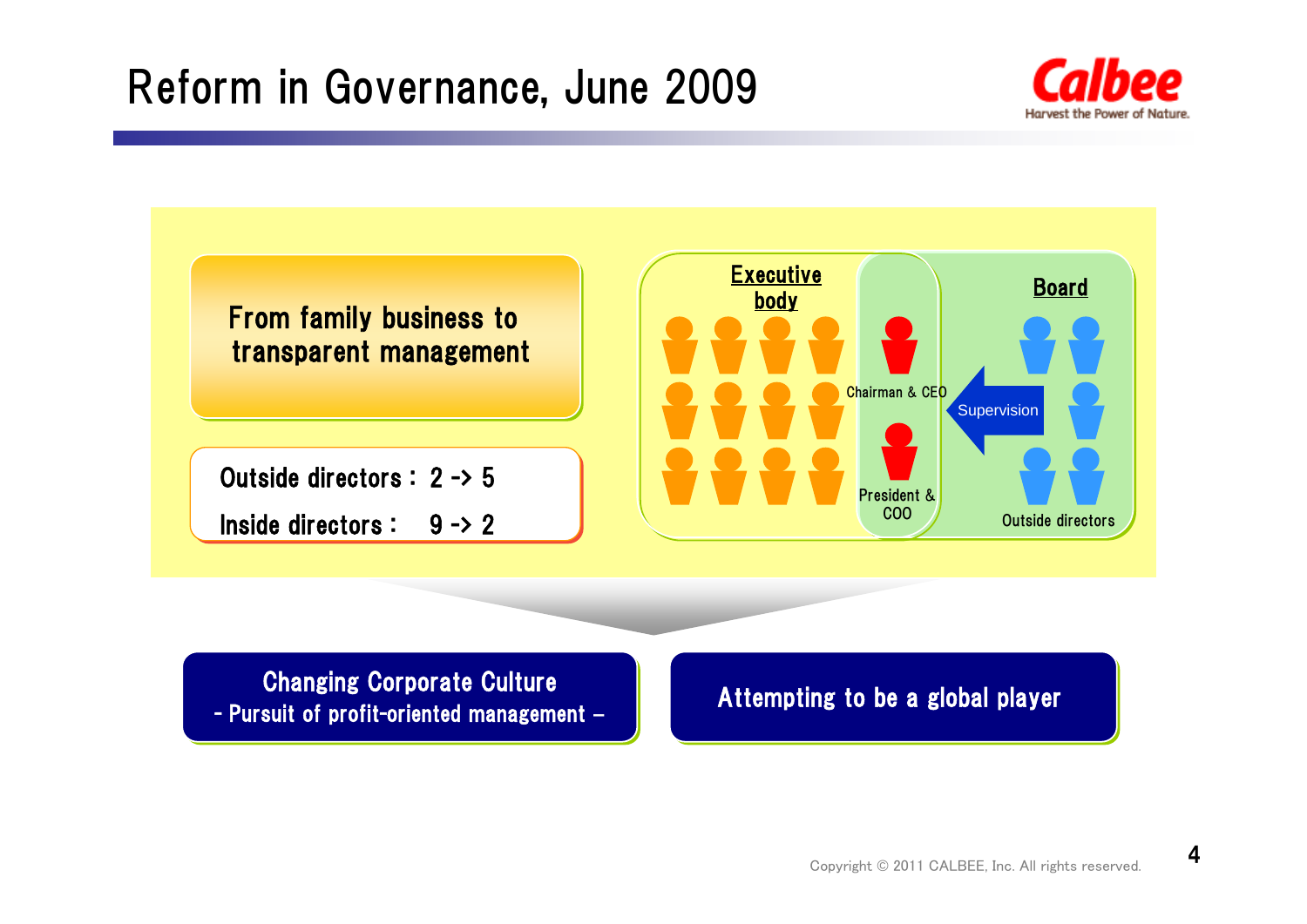# Reform in Governance, June 2009

From family business to transparent management

Outside directors : 2 -> 5

Inside directors : 9 -> 2

**Executive body**

**Board**

Chairman & CEO

President & COO

Supervision

Outside directors

Changing Corporate Culture
- Pursuit of profit-oriented management –

Attempting to be a global player

Copyright © 2011 CALBEE, Inc. All rights reserved.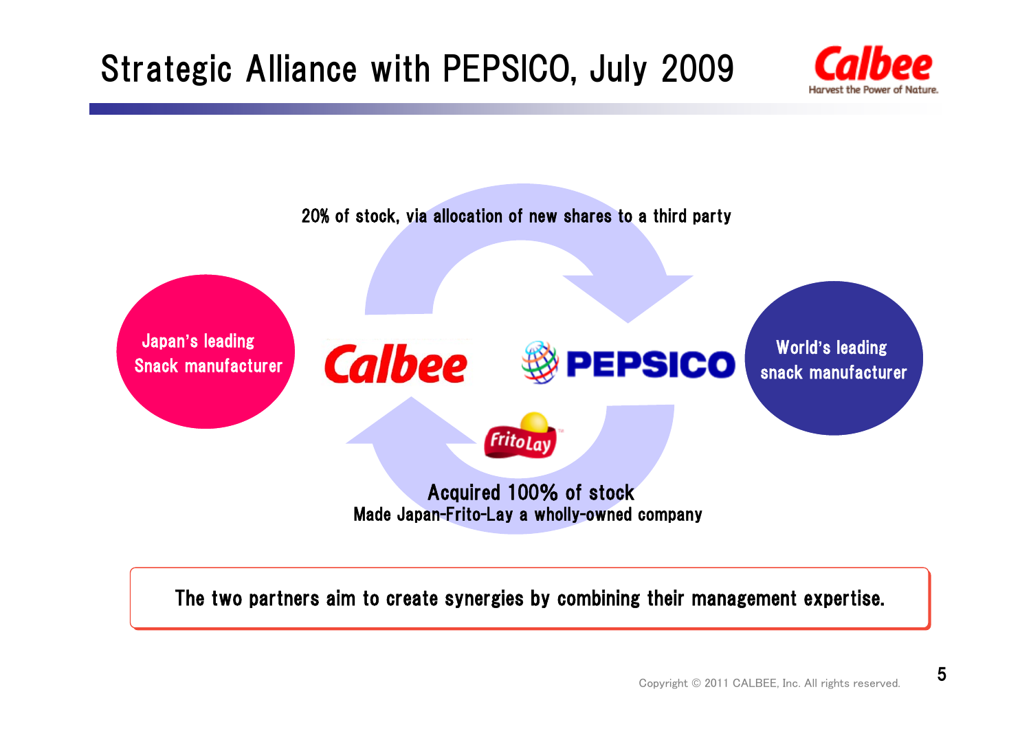# Strategic Alliance with PEPSICO, July 2009

20% of stock, via allocation of new shares to a third party

Japan's leading Snack manufacturer

Calbee

PEPSICO

World's leading snack manufacturer

FritoLay

**Acquired 100% of stock**

Made Japan-Frito-Lay a wholly-owned company

The two partners aim to create synergies by combining their management expertise.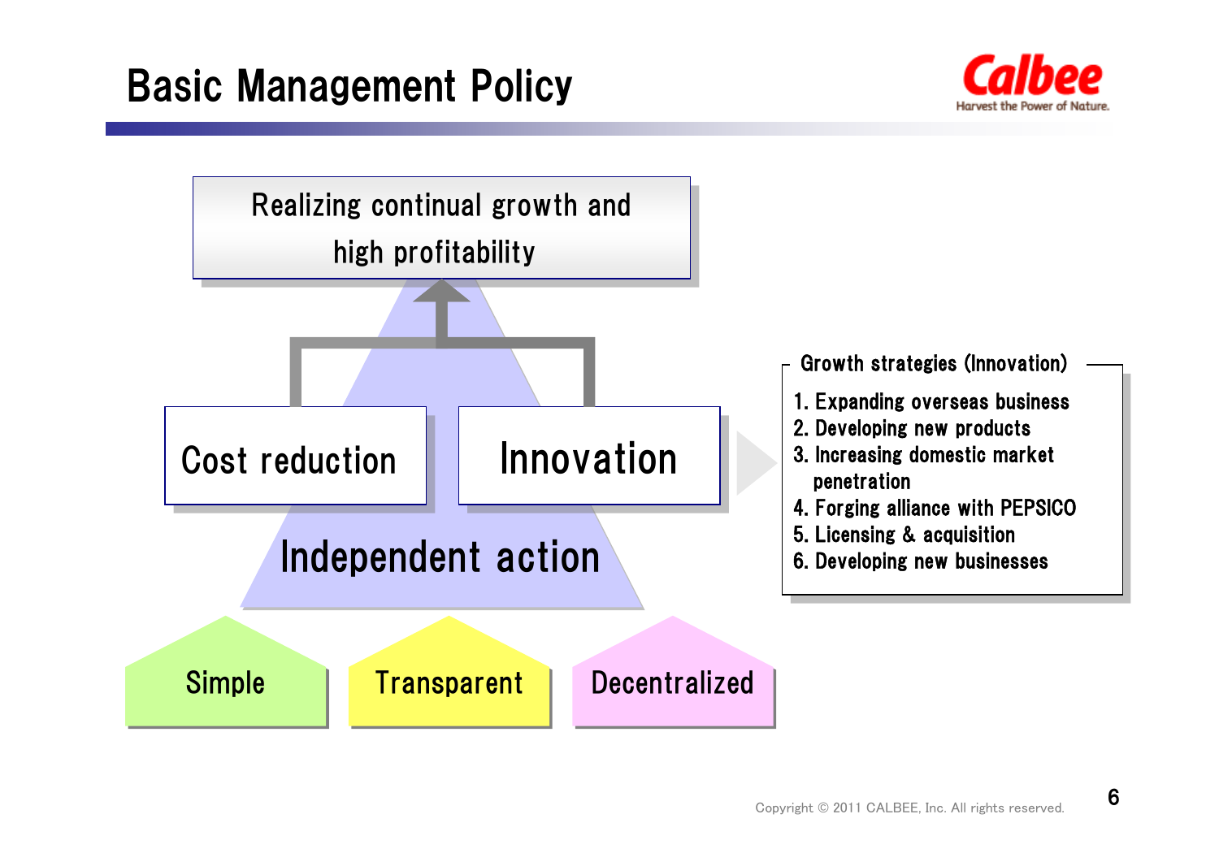# Basic Management Policy

Realizing continual growth and high profitability

Cost reduction

Innovation

Independent action

Simple

Transparent

Decentralized

**Growth strategies (Innovation)**

1. Expanding overseas business
2. Developing new products
3. Increasing domestic market penetration
4. Forging alliance with PEPSICO
5. Licensing & acquisition
6. Developing new businesses

Copyright © 2011 CALBEE, Inc. All rights reserved.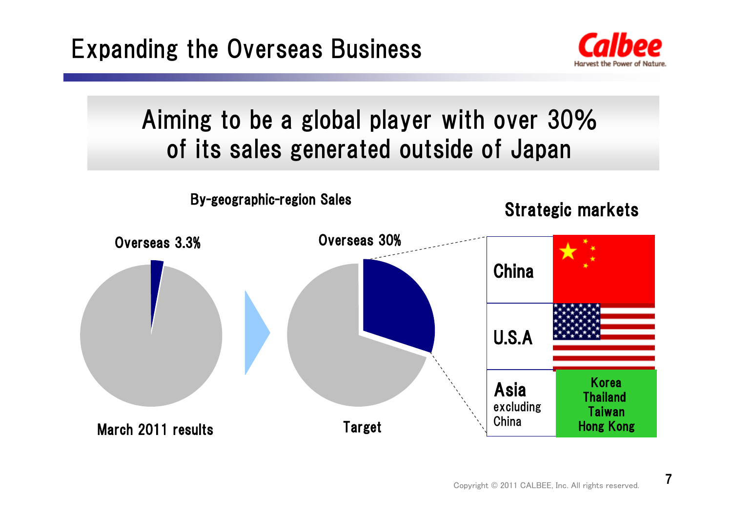# Expanding the Overseas Business

**Aiming to be a global player with over 30% of its sales generated outside of Japan**

By-geographic-region Sales

| | March 2011 results | Target |
|---|---|---|
| Overseas | 3.3% | 30% |

Strategic markets

| Market | |
|---|---|
| China | |
| U.S.A | |
| Asia excluding China | Korea, Thailand, Taiwan, Hong Kong |

Copyright © 2011 CALBEE, Inc. All rights reserved.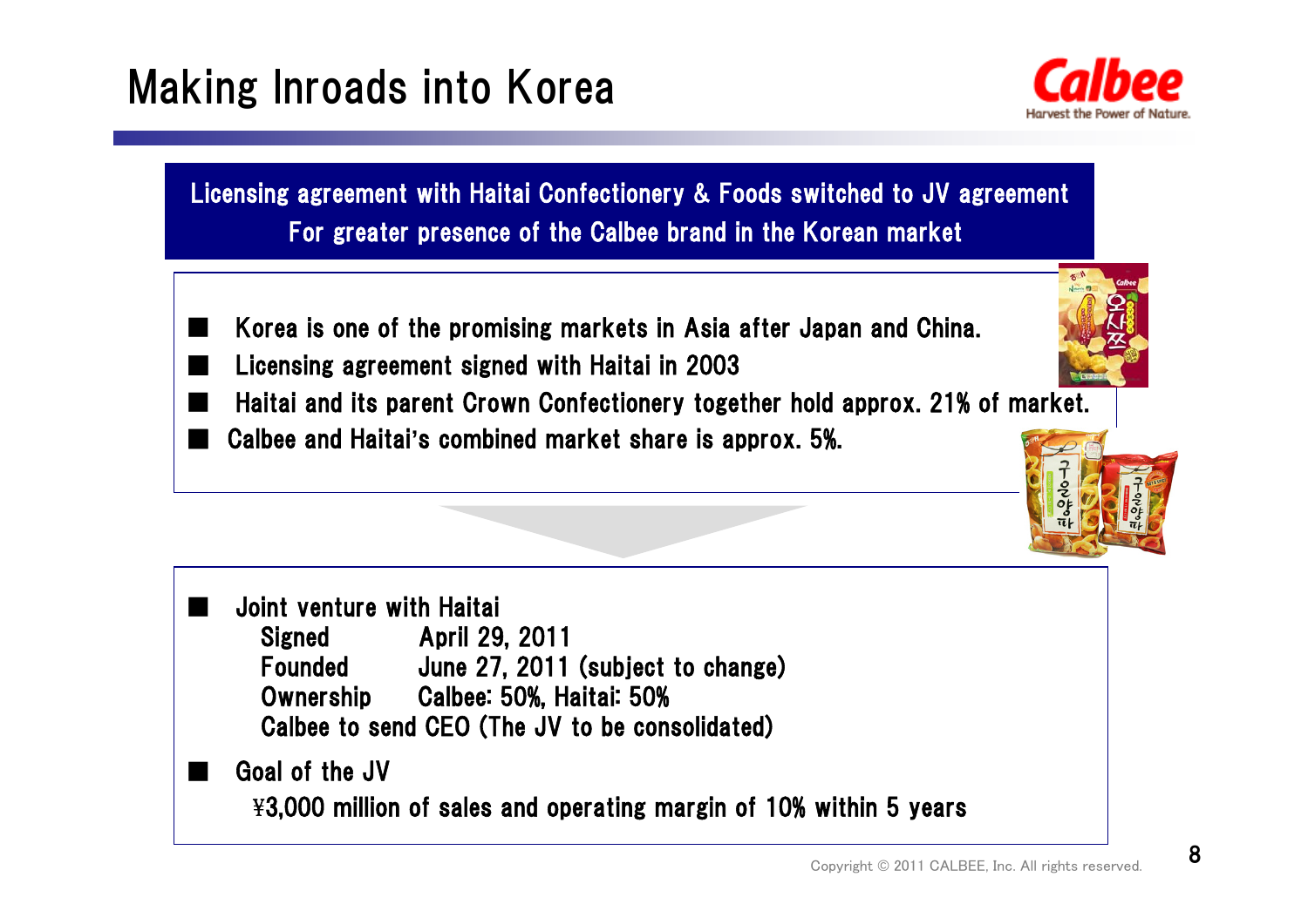# Making Inroads into Korea

**Licensing agreement with Haitai Confectionery & Foods switched to JV agreement**
**For greater presence of the Calbee brand in the Korean market**

- Korea is one of the promising markets in Asia after Japan and China.
- Licensing agreement signed with Haitai in 2003
- Haitai and its parent Crown Confectionery together hold approx. 21% of market.
- Calbee and Haitai's combined market share is approx. 5%.

---

- Joint venture with Haitai
  - Signed: April 29, 2011
  - Founded: June 27, 2011 (subject to change)
  - Ownership: Calbee: 50%, Haitai: 50%
  - Calbee to send CEO (The JV to be consolidated)
- Goal of the JV
  - ¥3,000 million of sales and operating margin of 10% within 5 years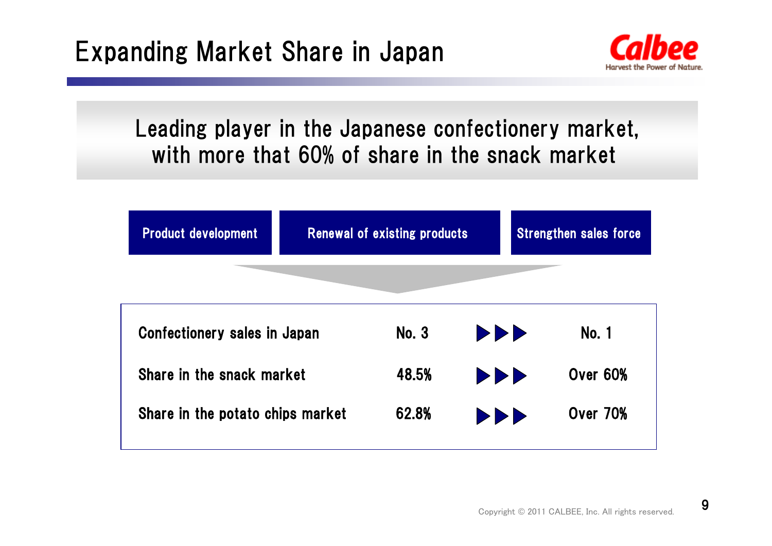# Expanding Market Share in Japan

Leading player in the Japanese confectionery market, with more that 60% of share in the snack market

**Product development** | **Renewal of existing products** | **Strengthen sales force**

| | | | |
|---|---|---|---|
| Confectionery sales in Japan | No. 3 | ▶▶▶ | No. 1 |
| Share in the snack market | 48.5% | ▶▶▶ | Over 60% |
| Share in the potato chips market | 62.8% | ▶▶▶ | Over 70% |

Copyright © 2011 CALBEE, Inc. All rights reserved.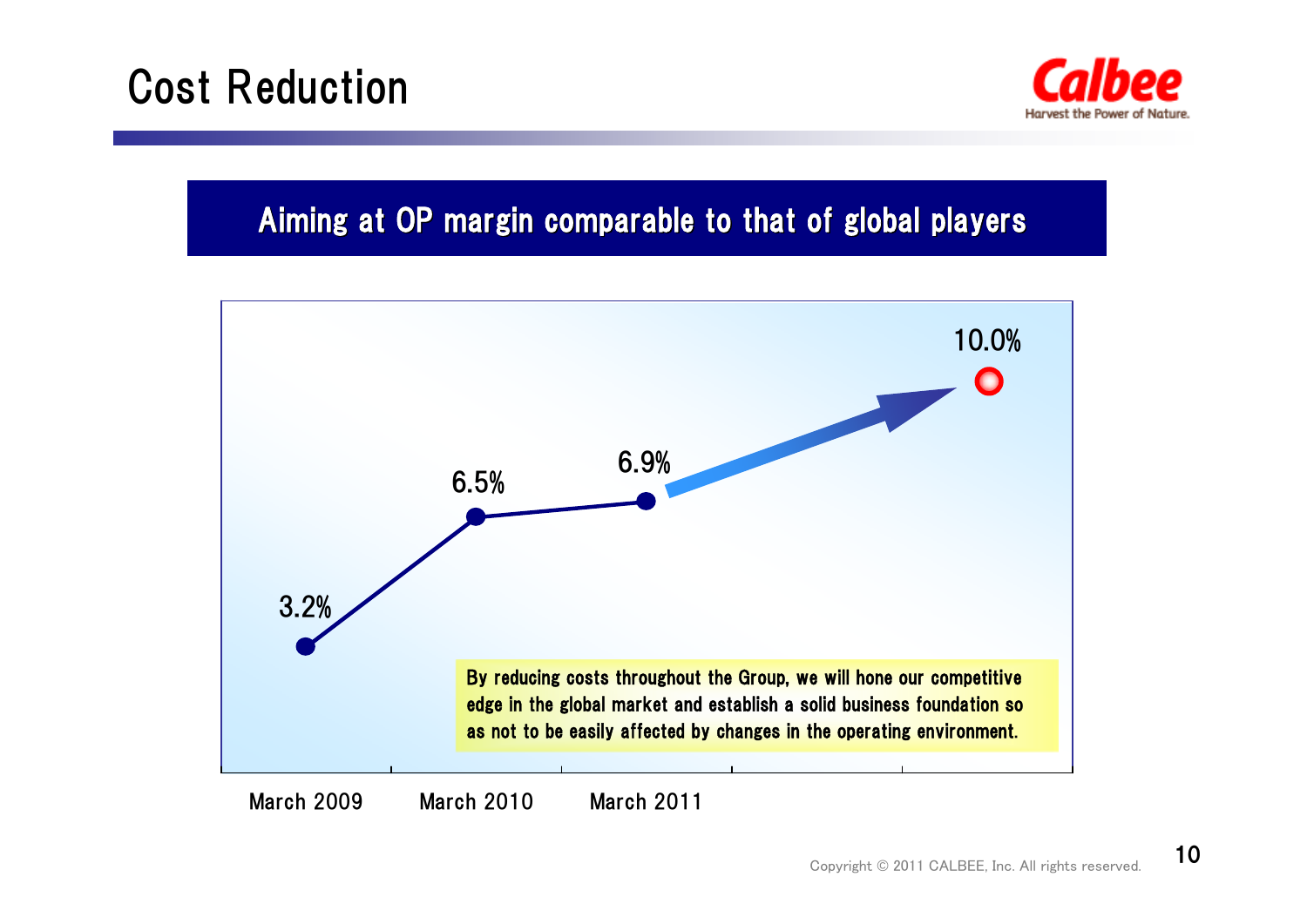# Cost Reduction

## Aiming at OP margin comparable to that of global players

| | March 2009 | March 2010 | March 2011 | Target |
|---|---|---|---|---|
| OP margin | 3.2% | 6.5% | 6.9% | 10.0% |

By reducing costs throughout the Group, we will hone our competitive edge in the global market and establish a solid business foundation so as not to be easily affected by changes in the operating environment.

Copyright © 2011 CALBEE, Inc. All rights reserved.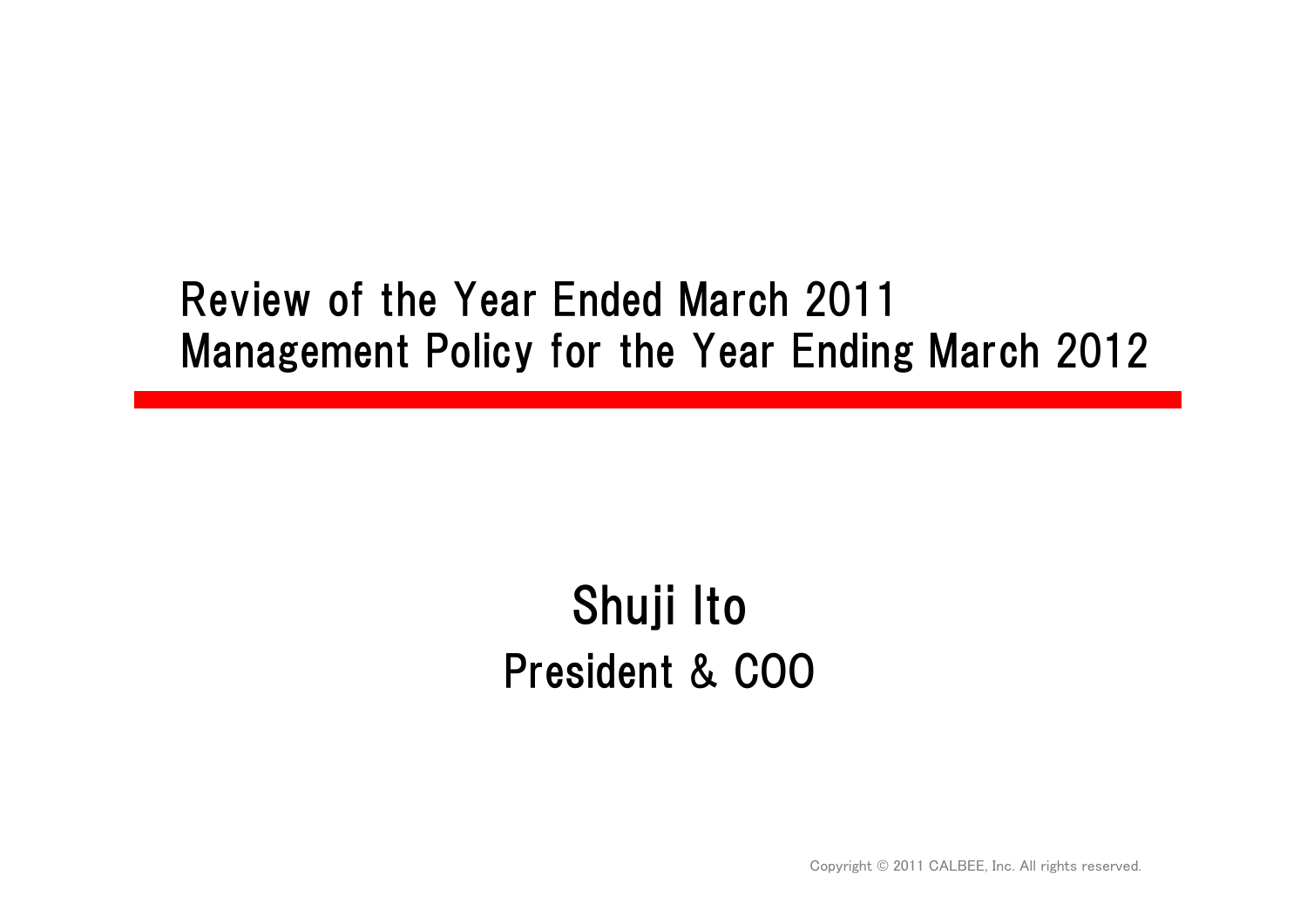# Review of the Year Ended March 2011
# Management Policy for the Year Ending March 2012

Shuji Ito

President & COO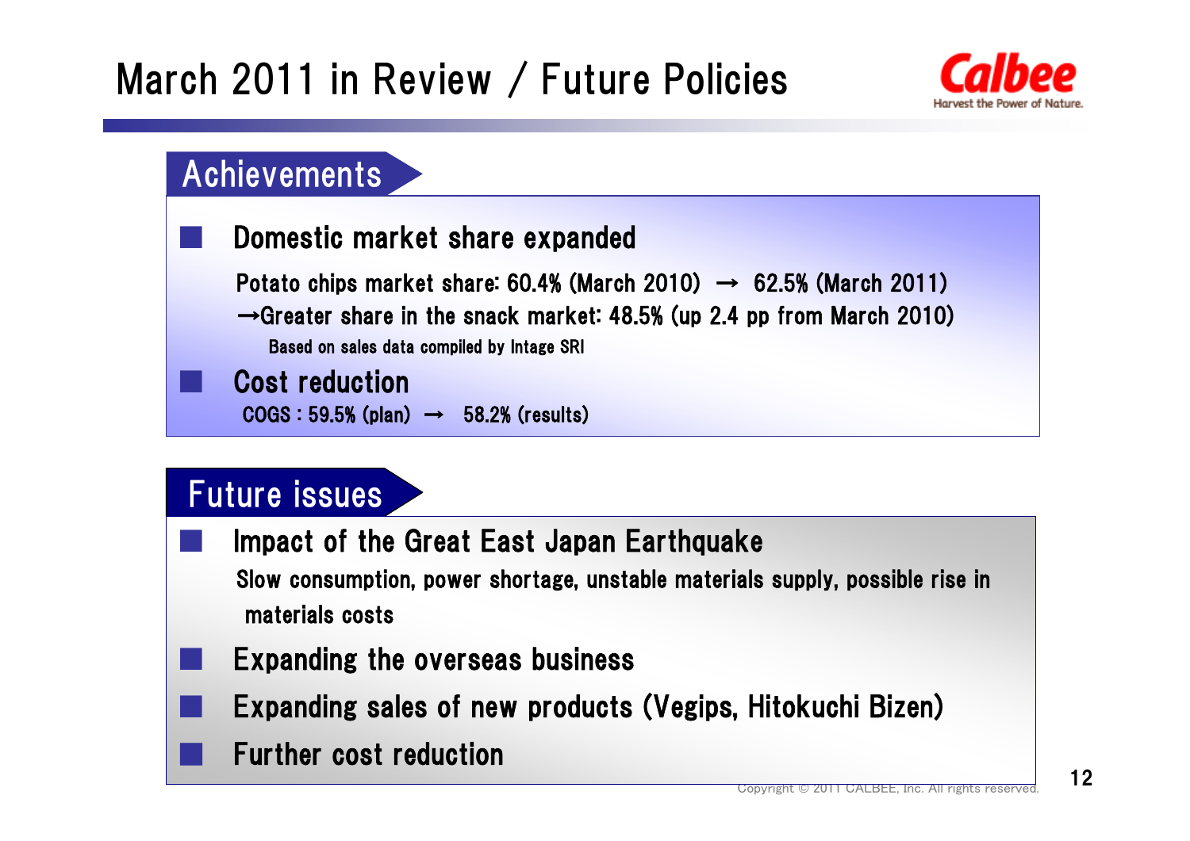# March 2011 in Review / Future Policies

## Achievements

- **Domestic market share expanded**

  Potato chips market share: 60.4% (March 2010) → 62.5% (March 2011)
  →Greater share in the snack market: 48.5% (up 2.4 pp from March 2010)

  Based on sales data compiled by Intage SRI

- **Cost reduction**

  COGS : 59.5% (plan) → 58.2% (results)

## Future issues

- **Impact of the Great East Japan Earthquake**

  Slow consumption, power shortage, unstable materials supply, possible rise in materials costs

- **Expanding the overseas business**
- **Expanding sales of new products (Vegips, Hitokuchi Bizen)**
- **Further cost reduction**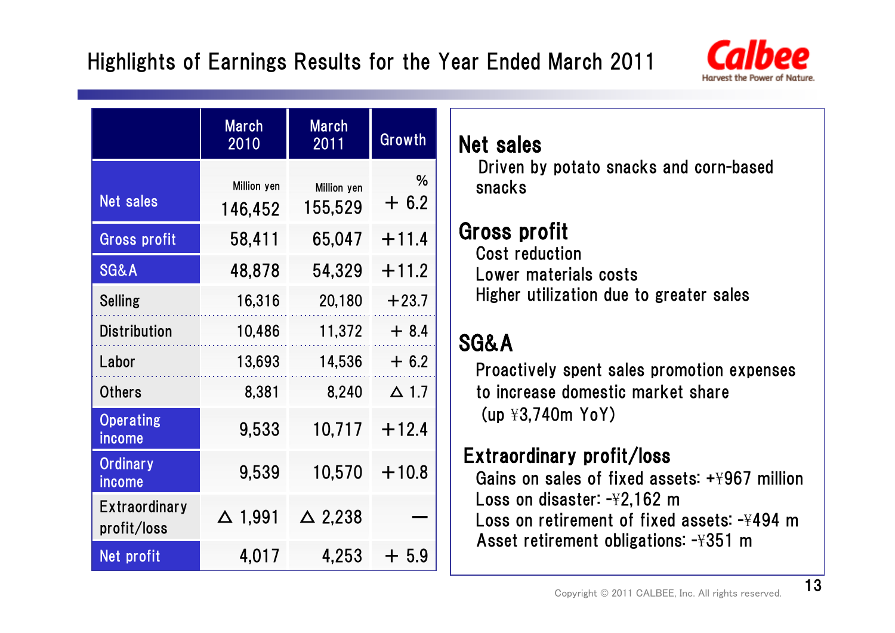# Highlights of Earnings Results for the Year Ended March 2011

| | March 2010 | March 2011 | Growth |
|---|---|---|---|
| Net sales | Million yen 146,452 | Million yen 155,529 | % + 6.2 |
| Gross profit | 58,411 | 65,047 | +11.4 |
| SG&A | 48,878 | 54,329 | +11.2 |
| Selling | 16,316 | 20,180 | +23.7 |
| Distribution | 10,486 | 11,372 | + 8.4 |
| Labor | 13,693 | 14,536 | + 6.2 |
| Others | 8,381 | 8,240 | △ 1.7 |
| Operating income | 9,533 | 10,717 | +12.4 |
| Ordinary income | 9,539 | 10,570 | +10.8 |
| Extraordinary profit/loss | △ 1,991 | △ 2,238 | — |
| Net profit | 4,017 | 4,253 | + 5.9 |

## Net sales

Driven by potato snacks and corn-based snacks

## Gross profit

Cost reduction
Lower materials costs
Higher utilization due to greater sales

## SG&A

Proactively spent sales promotion expenses to increase domestic market share (up ¥3,740m YoY)

## Extraordinary profit/loss

Gains on sales of fixed assets: +¥967 million
Loss on disaster: -¥2,162 m
Loss on retirement of fixed assets: -¥494 m
Asset retirement obligations: -¥351 m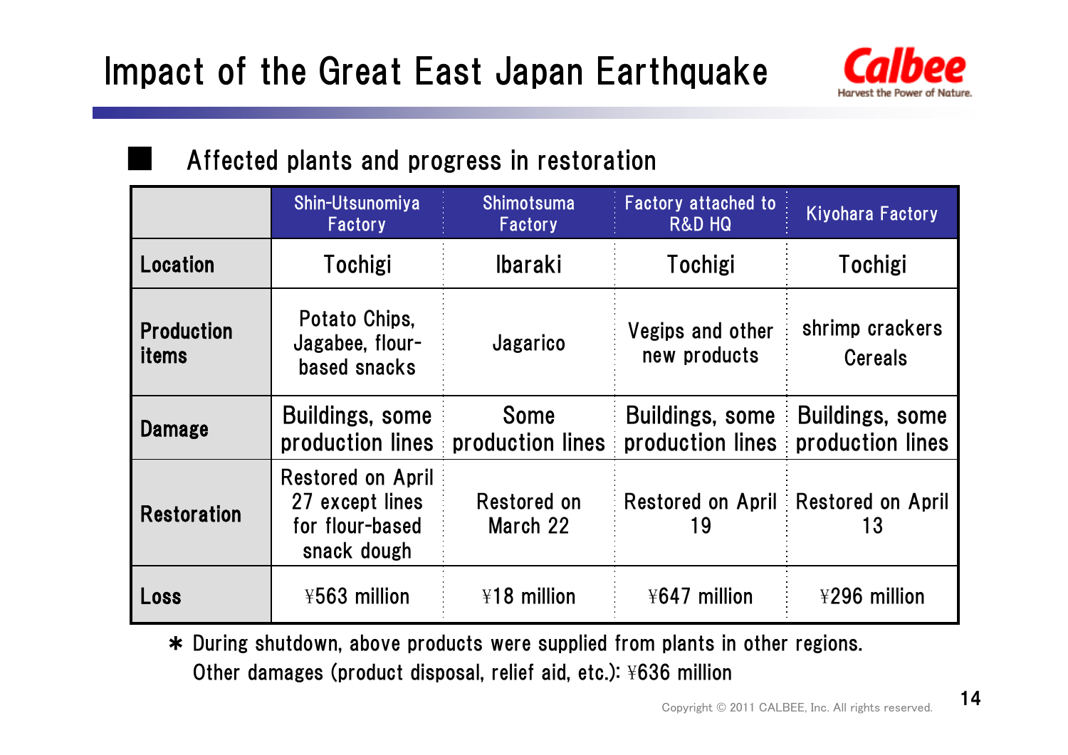# Impact of the Great East Japan Earthquake

## Affected plants and progress in restoration

| | Shin-Utsunomiya Factory | Shimotsuma Factory | Factory attached to R&D HQ | Kiyohara Factory |
|---|---|---|---|---|
| **Location** | Tochigi | Ibaraki | Tochigi | Tochigi |
| **Production items** | Potato Chips, Jagabee, flour-based snacks | Jagarico | Vegips and other new products | shrimp crackers Cereals |
| **Damage** | Buildings, some production lines | Some production lines | Buildings, some production lines | Buildings, some production lines |
| **Restoration** | Restored on April 27 except lines for flour-based snack dough | Restored on March 22 | Restored on April 19 | Restored on April 13 |
| **Loss** | ¥563 million | ¥18 million | ¥647 million | ¥296 million |

＊ During shutdown, above products were supplied from plants in other regions.
Other damages (product disposal, relief aid, etc.): ¥636 million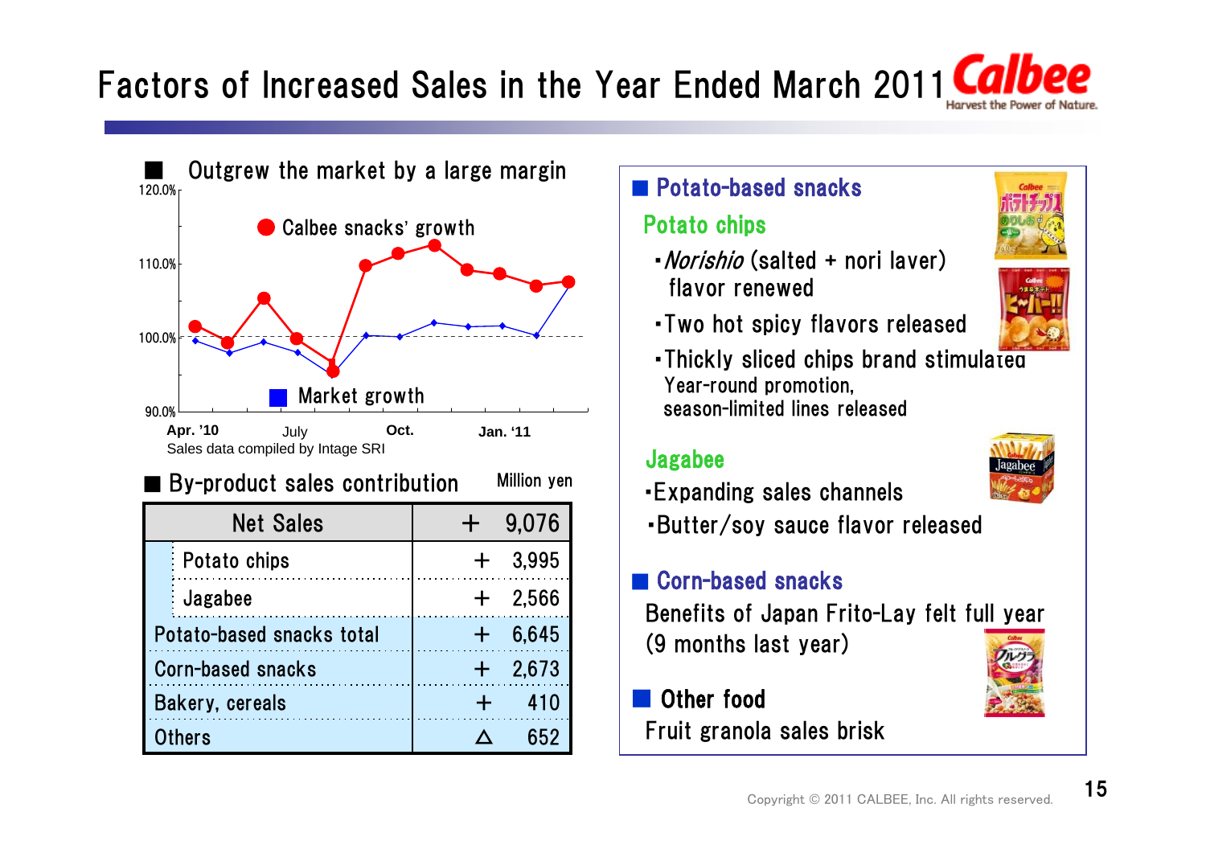# Factors of Increased Sales in the Year Ended March 2011

■ Outgrew the market by a large margin

● Calbee snacks' growth

■ Market growth

Sales data compiled by Intage SRI

■ By-product sales contribution

Million yen

| Net Sales | ＋ 9,076 |
|---|---|
| Potato chips | ＋ 3,995 |
| Jagabee | ＋ 2,566 |
| Potato-based snacks total | ＋ 6,645 |
| Corn-based snacks | ＋ 2,673 |
| Bakery, cereals | ＋ 410 |
| Others | △ 652 |

## ■ Potato-based snacks

### Potato chips

- *Norishio* (salted + nori laver) flavor renewed
- Two hot spicy flavors released
- Thickly sliced chips brand stimulated
  Year-round promotion, season-limited lines released

### Jagabee

- Expanding sales channels
- Butter/soy sauce flavor released

## ■ Corn-based snacks

Benefits of Japan Frito-Lay felt full year (9 months last year)

## ■ Other food

Fruit granola sales brisk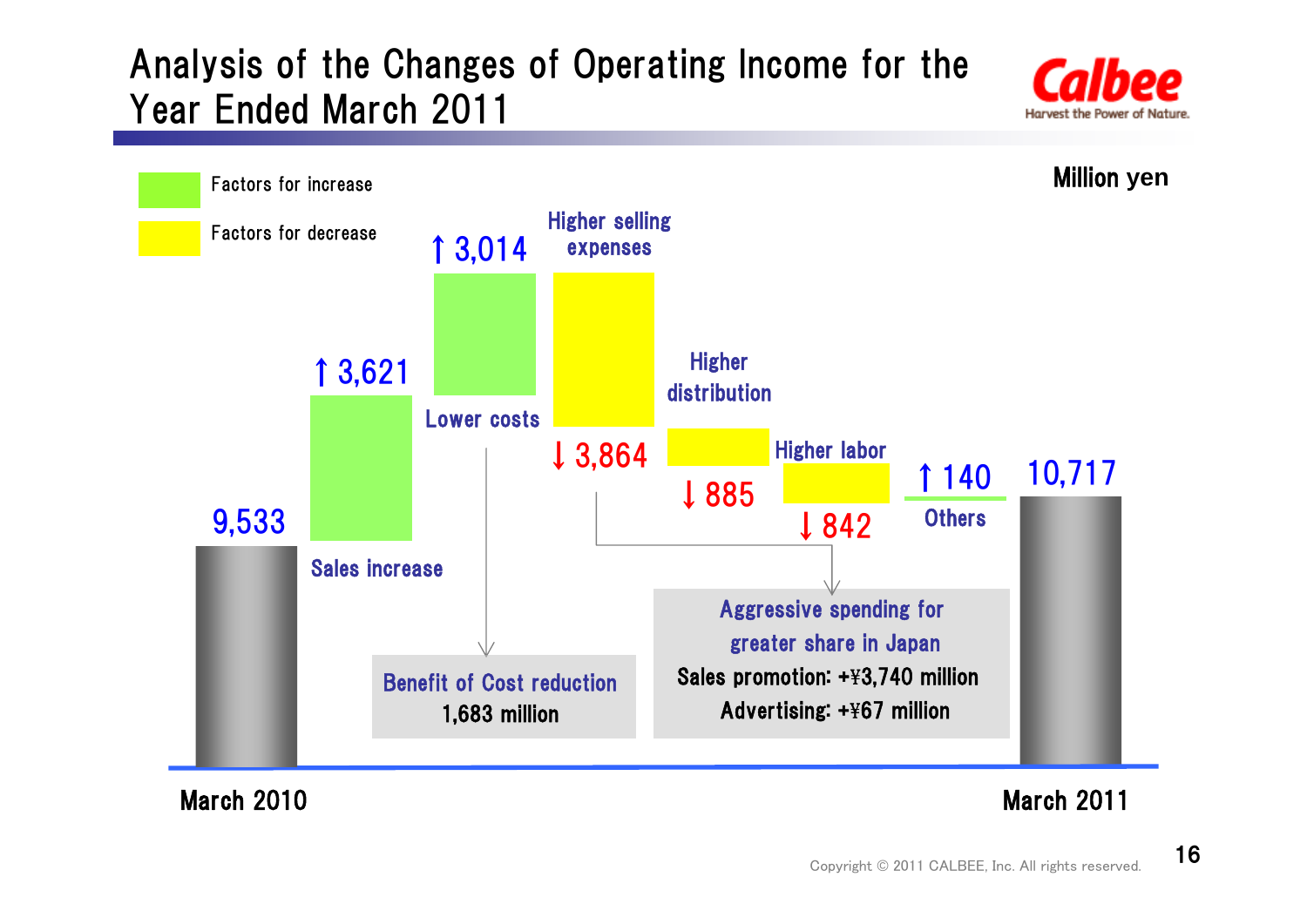# Analysis of the Changes of Operating Income for the Year Ended March 2011

Million yen

- Factors for increase
- Factors for decrease

| Item | Change |
|---|---|
| March 2010 | 9,533 |
| Sales increase | ↑ 3,621 |
| Lower costs | ↑ 3,014 |
| Higher selling expenses | ↓ 3,864 |
| Higher distribution | ↓ 885 |
| Higher labor | ↓ 842 |
| Others | ↑ 140 |
| March 2011 | 10,717 |

**Benefit of Cost reduction**
1,683 million

**Aggressive spending for greater share in Japan**
Sales promotion: +¥3,740 million
Advertising: +¥67 million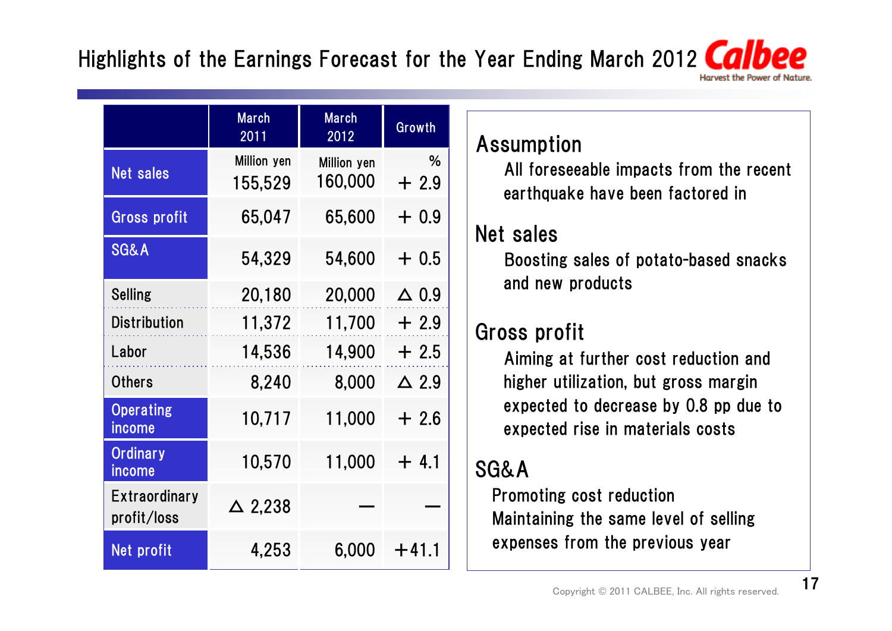# Highlights of the Earnings Forecast for the Year Ending March 2012

| | March 2011 | March 2012 | Growth |
|---|---|---|---|
| Net sales | Million yen 155,529 | Million yen 160,000 | % + 2.9 |
| Gross profit | 65,047 | 65,600 | + 0.9 |
| SG&A | 54,329 | 54,600 | + 0.5 |
| Selling | 20,180 | 20,000 | △ 0.9 |
| Distribution | 11,372 | 11,700 | + 2.9 |
| Labor | 14,536 | 14,900 | + 2.5 |
| Others | 8,240 | 8,000 | △ 2.9 |
| Operating income | 10,717 | 11,000 | + 2.6 |
| Ordinary income | 10,570 | 11,000 | + 4.1 |
| Extraordinary profit/loss | △ 2,238 | — | — |
| Net profit | 4,253 | 6,000 | +41.1 |

## Assumption

All foreseeable impacts from the recent earthquake have been factored in

## Net sales

Boosting sales of potato-based snacks and new products

## Gross profit

Aiming at further cost reduction and higher utilization, but gross margin expected to decrease by 0.8 pp due to expected rise in materials costs

## SG&A

Promoting cost reduction

Maintaining the same level of selling expenses from the previous year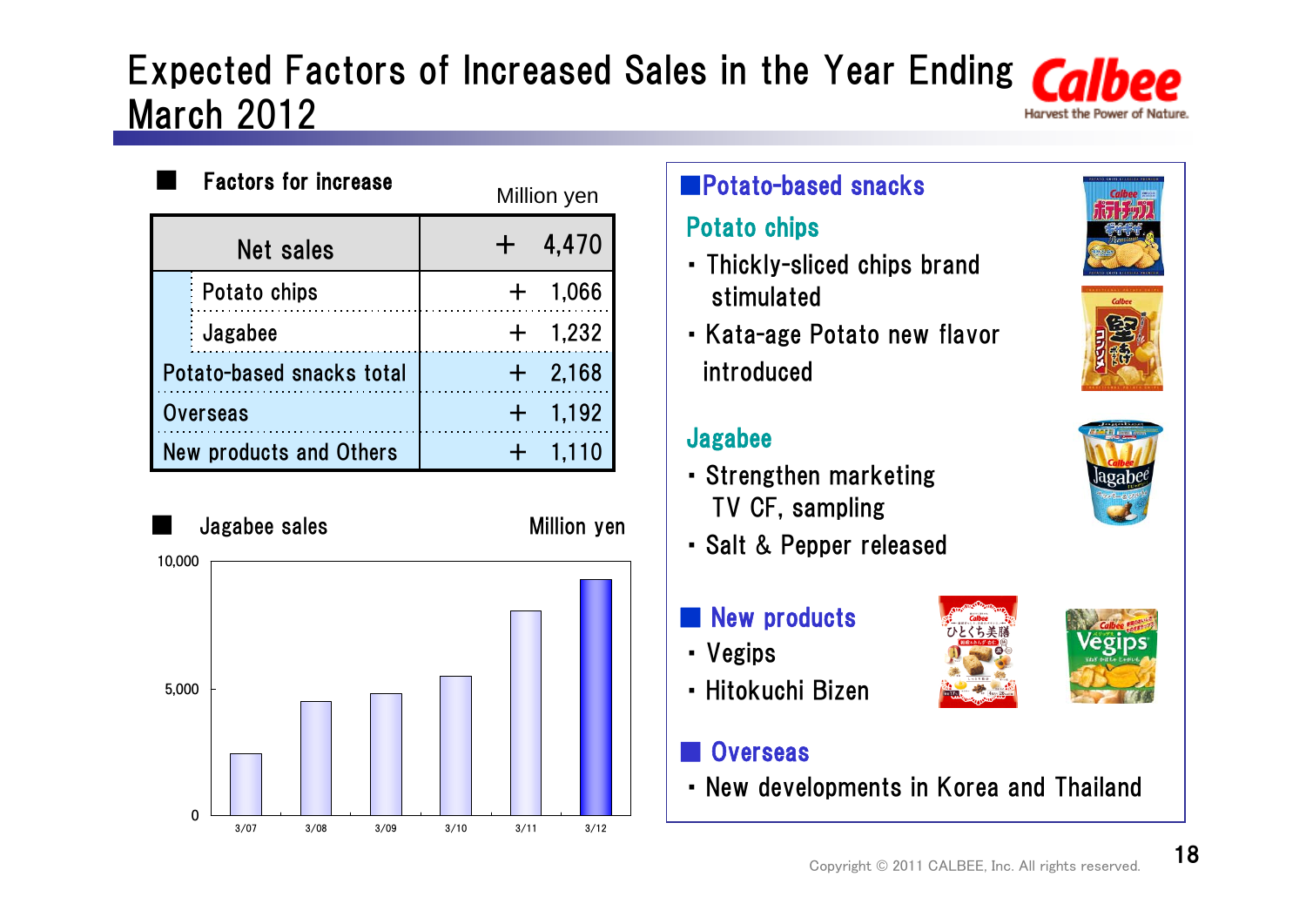# Expected Factors of Increased Sales in the Year Ending March 2012

■ Factors for increase

Million yen

| Net sales | ＋ 4,470 |
|---|---|
| Potato chips | ＋ 1,066 |
| Jagabee | ＋ 1,232 |
| Potato-based snacks total | ＋ 2,168 |
| Overseas | ＋ 1,192 |
| New products and Others | ＋ 1,110 |

■ Jagabee sales

Million yen

| | 3/07 | 3/08 | 3/09 | 3/10 | 3/11 | 3/12 |
|---|---|---|---|---|---|---|

(Y-axis: 0, 5,000, 10,000)

■Potato-based snacks

**Potato chips**

- Thickly-sliced chips brand stimulated
- Kata-age Potato new flavor introduced

**Jagabee**

- Strengthen marketing TV CF, sampling
- Salt & Pepper released

■ **New products**

- Vegips
- Hitokuchi Bizen

■ **Overseas**

- New developments in Korea and Thailand

Copyright © 2011 CALBEE, Inc. All rights reserved.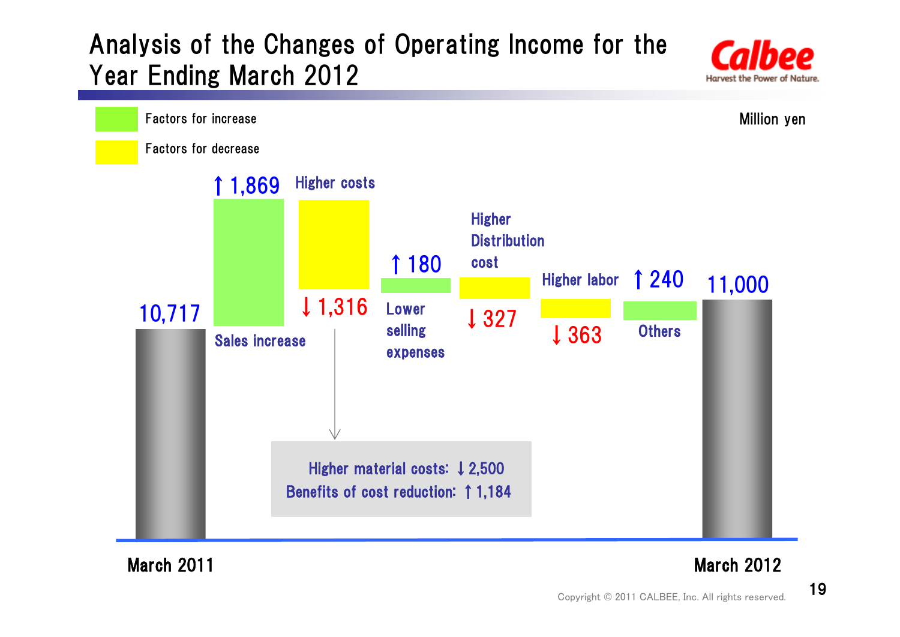# Analysis of the Changes of Operating Income for the Year Ending March 2012

Factors for increase

Factors for decrease

Million yen

| Item | Change |
| --- | --- |
| March 2011 | 10,717 |
| Sales increase | ↑1,869 |
| Higher costs | ↓1,316 |
| Lower selling expenses | ↑180 |
| Higher Distribution cost | ↓327 |
| Higher labor | ↓363 |
| Others | ↑240 |
| March 2012 | 11,000 |

Higher material costs: ↓2,500
Benefits of cost reduction: ↑1,184

Copyright © 2011 CALBEE, Inc. All rights reserved.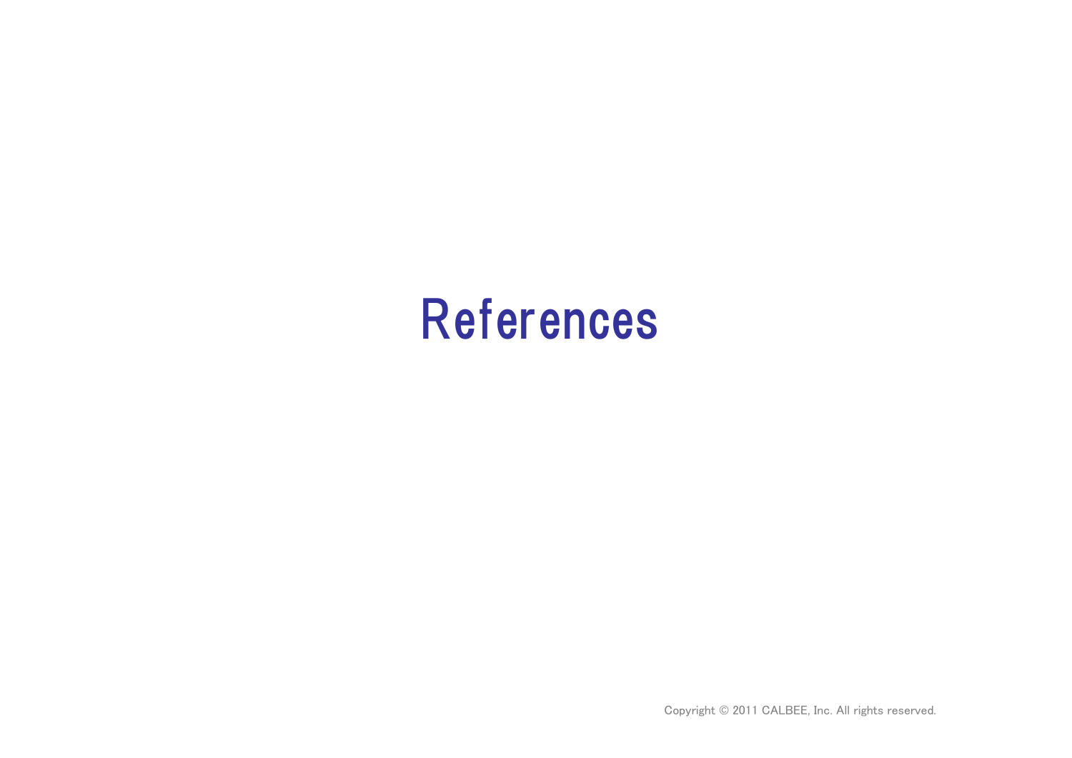# References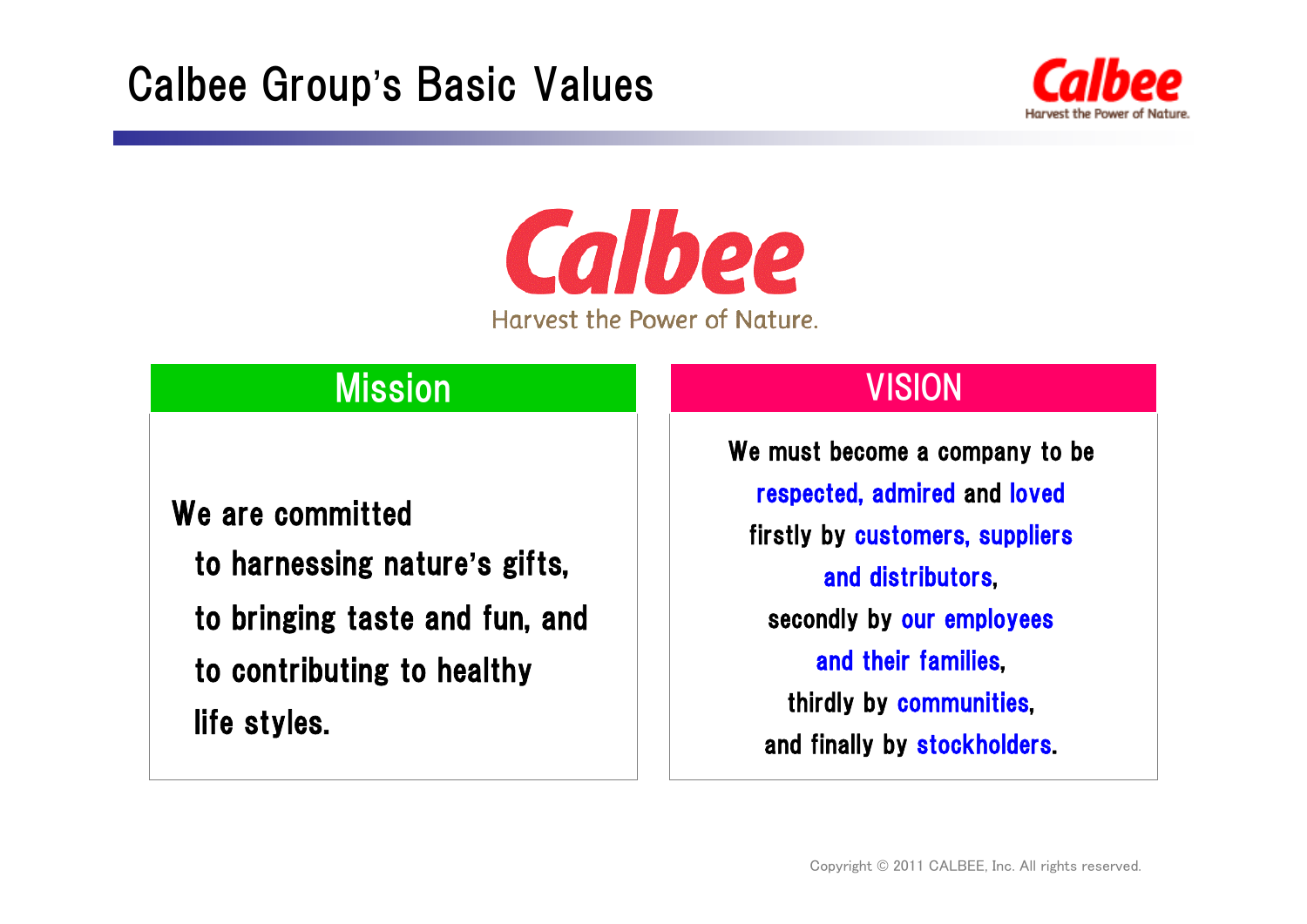# Calbee Group's Basic Values

Calbee

Harvest the Power of Nature.

## Mission

We are committed

to harnessing nature's gifts,

to bringing taste and fun, and

to contributing to healthy

life styles.

## VISION

We must become a company to be

respected, admired and loved

firstly by customers, suppliers

and distributors,

secondly by our employees

and their families,

thirdly by communities,

and finally by stockholders.

Copyright © 2011 CALBEE, Inc. All rights reserved.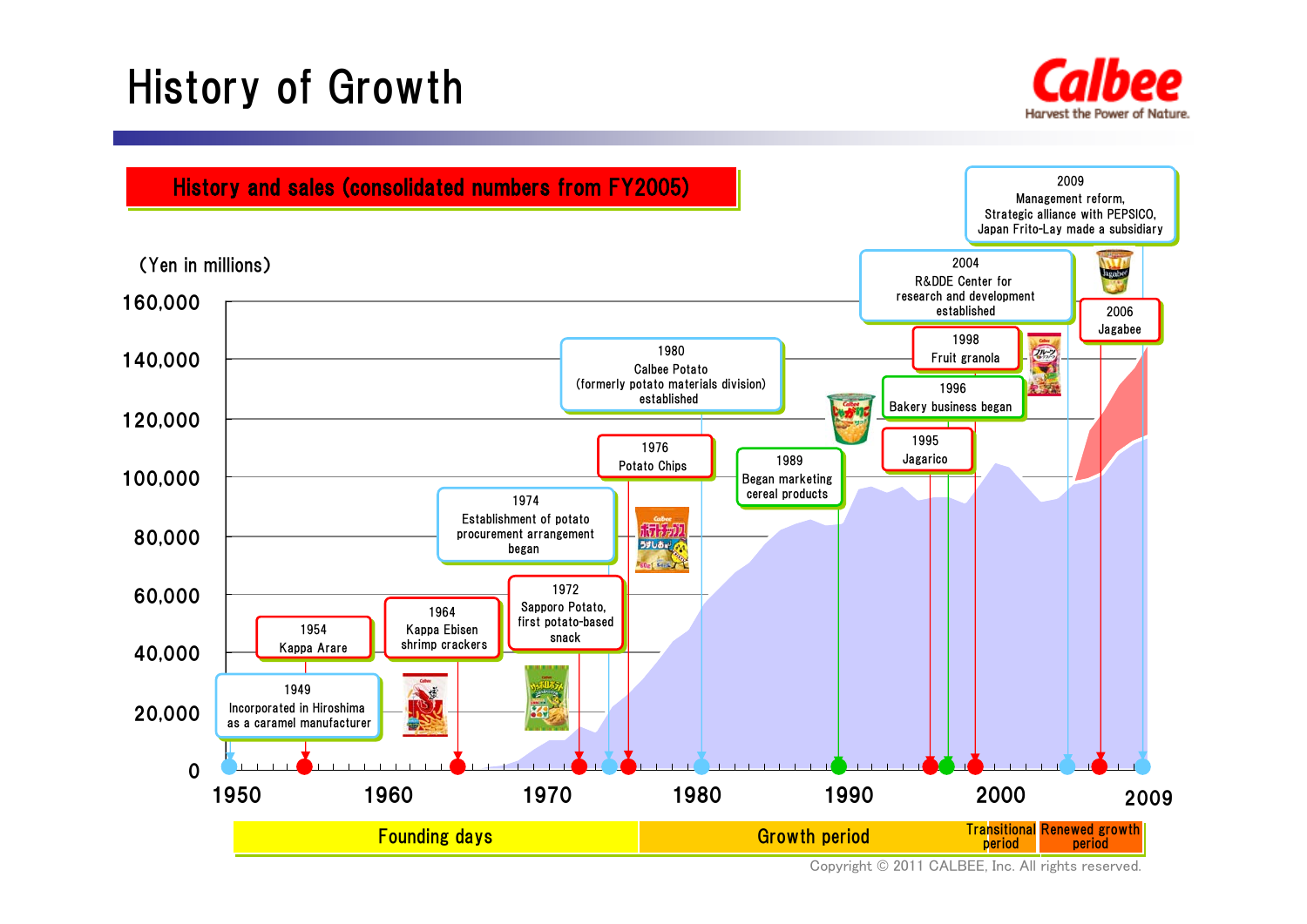# History of Growth

Calbee
Harvest the Power of Nature.

## History and sales (consolidated numbers from FY2005)

(Yen in millions)

160,000
140,000
120,000
100,000
80,000
60,000
40,000
20,000
0

- **1949** Incorporated in Hiroshima as a caramel manufacturer
- **1954** Kappa Arare
- **1964** Kappa Ebisen shrimp crackers
- **1972** Sapporo Potato, first potato-based snack
- **1974** Establishment of potato procurement arrangement began
- **1976** Potato Chips
- **1980** Calbee Potato (formerly potato materials division) established
- **1989** Began marketing cereal products
- **1995** Jagarico
- **1996** Bakery business began
- **1998** Fruit granola
- **2004** R&DDE Center for research and development established
- **2006** Jagabee
- **2009** Management reform, Strategic alliance with PEPSICO, Japan Frito-Lay made a subsidiary

1950 | 1960 | 1970 | 1980 | 1990 | 2000 | 2009

Founding days | Growth period | Transitional period | Renewed growth period

Copyright © 2011 CALBEE, Inc. All rights reserved.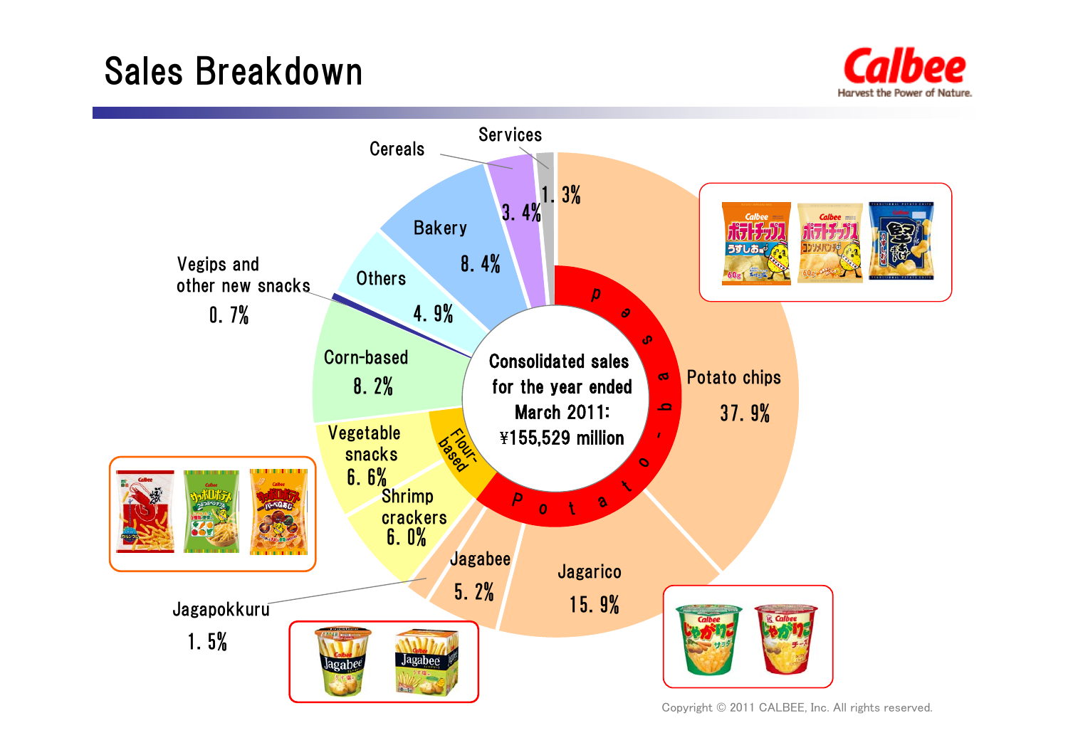# Sales Breakdown

Consolidated sales for the year ended March 2011: ¥155,529 million

| Category | Share |
| --- | --- |
| Potato chips | 37.9% |
| Jagarico | 15.9% |
| Jagabee | 5.2% |
| Jagapokkuru | 1.5% |
| Shrimp crackers | 6.0% |
| Vegetable snacks | 6.6% |
| Corn-based | 8.2% |
| Vegips and other new snacks | 0.7% |
| Others | 4.9% |
| Bakery | 8.4% |
| Cereals | 3.4% |
| Services | 1.3% |

Potato-based: Potato chips, Jagarico, Jagabee, Jagapokkuru

Flour-based: Shrimp crackers, Vegetable snacks

Copyright © 2011 CALBEE, Inc. All rights reserved.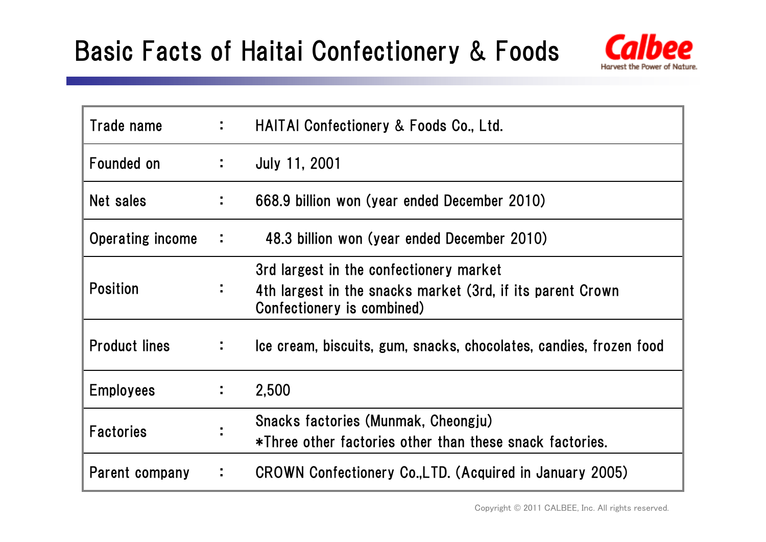# Basic Facts of Haitai Confectionery & Foods

| | | |
|---|---|---|
| Trade name | : | HAITAI Confectionery & Foods Co., Ltd. |
| Founded on | : | July 11, 2001 |
| Net sales | : | 668.9 billion won (year ended December 2010) |
| Operating income | : | 48.3 billion won (year ended December 2010) |
| Position | : | 3rd largest in the confectionery market<br>4th largest in the snacks market (3rd, if its parent Crown Confectionery is combined) |
| Product lines | : | Ice cream, biscuits, gum, snacks, chocolates, candies, frozen food |
| Employees | : | 2,500 |
| Factories | : | Snacks factories (Munmak, Cheongju)<br>*Three other factories other than these snack factories. |
| Parent company | : | CROWN Confectionery Co.,LTD. (Acquired in January 2005) |